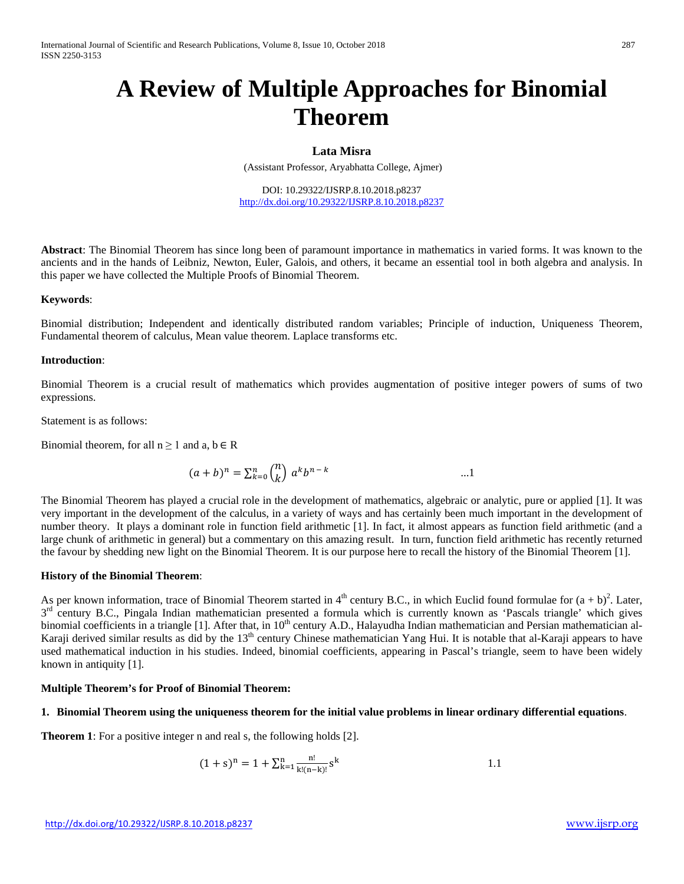# A Review of Multiple Approaches for Binomial Theorem

**Lata Misra**

(Assistant Professor, Aryabhatta College, Ajmer)

DOI: 10.29322/IJSRP.8.10.2018.p8237
http://dx.doi.org/10.29322/IJSRP.8.10.2018.p8237

**Abstract**: The Binomial Theorem has since long been of paramount importance in mathematics in varied forms. It was known to the ancients and in the hands of Leibniz, Newton, Euler, Galois, and others, it became an essential tool in both algebra and analysis. In this paper we have collected the Multiple Proofs of Binomial Theorem.

**Keywords**:

Binomial distribution; Independent and identically distributed random variables; Principle of induction, Uniqueness Theorem, Fundamental theorem of calculus, Mean value theorem. Laplace transforms etc.

**Introduction**:

Binomial Theorem is a crucial result of mathematics which provides augmentation of positive integer powers of sums of two expressions.

Statement is as follows:

Binomial theorem, for all $n \geq 1$ and $a, b \in R$

$$(a+b)^n = \sum_{k=0}^{n} \binom{n}{k} a^k b^{n-k} \qquad \text{...1}$$

The Binomial Theorem has played a crucial role in the development of mathematics, algebraic or analytic, pure or applied [1]. It was very important in the development of the calculus, in a variety of ways and has certainly been much important in the development of number theory. It plays a dominant role in function field arithmetic [1]. In fact, it almost appears as function field arithmetic (and a large chunk of arithmetic in general) but a commentary on this amazing result. In turn, function field arithmetic has recently returned the favour by shedding new light on the Binomial Theorem. It is our purpose here to recall the history of the Binomial Theorem [1].

**History of the Binomial Theorem**:

As per known information, trace of Binomial Theorem started in 4th century B.C., in which Euclid found formulae for $(a + b)^2$. Later, 3rd century B.C., Pingala Indian mathematician presented a formula which is currently known as 'Pascals triangle' which gives binomial coefficients in a triangle [1]. After that, in 10th century A.D., Halayudha Indian mathematician and Persian mathematician al-Karaji derived similar results as did by the 13th century Chinese mathematician Yang Hui. It is notable that al-Karaji appears to have used mathematical induction in his studies. Indeed, binomial coefficients, appearing in Pascal's triangle, seem to have been widely known in antiquity [1].

**Multiple Theorem's for Proof of Binomial Theorem:**

**1. Binomial Theorem using the uniqueness theorem for the initial value problems in linear ordinary differential equations**.

**Theorem 1**: For a positive integer n and real s, the following holds [2].

$$(1+s)^n = 1 + \sum_{k=1}^{n} \frac{n!}{k!(n-k)!} s^k \qquad 1.1$$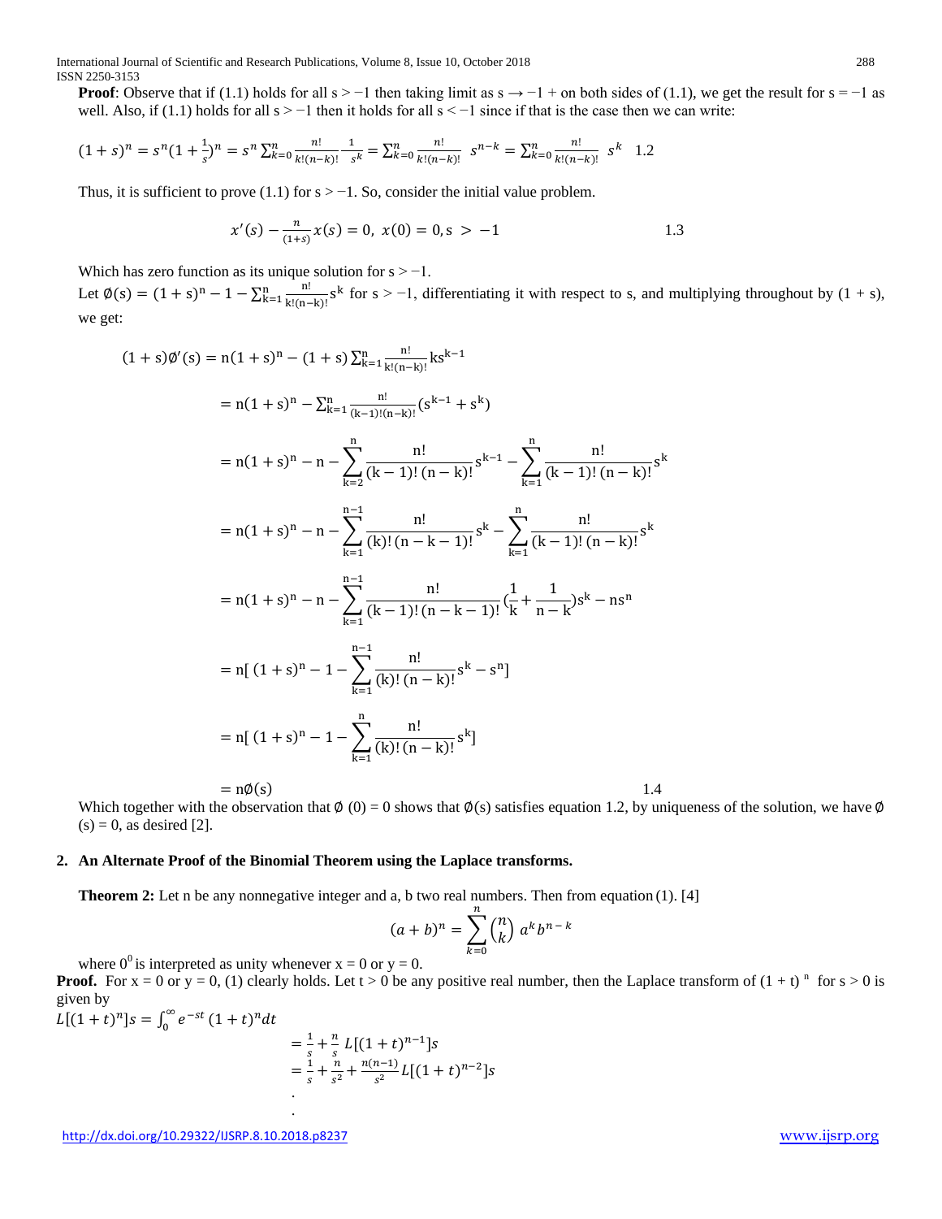**Proof**: Observe that if (1.1) holds for all s > −1 then taking limit as s → −1 + on both sides of (1.1), we get the result for s = −1 as well. Also, if (1.1) holds for all s > −1 then it holds for all s < −1 since if that is the case then we can write:

$$(1+s)^n = s^n(1+\tfrac{1}{s})^n = s^n \sum_{k=0}^{n} \frac{n!}{k!(n-k)!}\frac{1}{s^k} = \sum_{k=0}^{n} \frac{n!}{k!(n-k)!}\ s^{n-k} = \sum_{k=0}^{n} \frac{n!}{k!(n-k)!}\ s^k \quad 1.2$$

Thus, it is sufficient to prove (1.1) for s > −1. So, consider the initial value problem.

$$x'(s) - \frac{n}{(1+s)}x(s) = 0,\ x(0) = 0, s > -1 \qquad 1.3$$

Which has zero function as its unique solution for s > −1.

Let $\emptyset(s) = (1+s)^n - 1 - \sum_{k=1}^{n} \frac{n!}{k!(n-k)!}s^k$ for s > −1, differentiating it with respect to s, and multiplying throughout by (1 + s), we get:

$$\begin{aligned}
(1+s)\emptyset'(s) &= n(1+s)^n - (1+s)\sum_{k=1}^{n} \frac{n!}{k!(n-k)!}ks^{k-1} \\
&= n(1+s)^n - \sum_{k=1}^{n} \frac{n!}{(k-1)!(n-k)!}(s^{k-1}+s^k) \\
&= n(1+s)^n - n - \sum_{k=2}^{n} \frac{n!}{(k-1)!\,(n-k)!}s^{k-1} - \sum_{k=1}^{n} \frac{n!}{(k-1)!\,(n-k)!}s^k \\
&= n(1+s)^n - n - \sum_{k=1}^{n-1} \frac{n!}{(k)!\,(n-k-1)!}s^k - \sum_{k=1}^{n} \frac{n!}{(k-1)!\,(n-k)!}s^k \\
&= n(1+s)^n - n - \sum_{k=1}^{n-1} \frac{n!}{(k-1)!\,(n-k-1)!}(\frac{1}{k}+\frac{1}{n-k})s^k - ns^n \\
&= n[\ (1+s)^n - 1 - \sum_{k=1}^{n-1} \frac{n!}{(k)!\,(n-k)!}s^k - s^n] \\
&= n[\ (1+s)^n - 1 - \sum_{k=1}^{n} \frac{n!}{(k)!\,(n-k)!}s^k] \\
&= n\emptyset(s) \qquad 1.4
\end{aligned}$$

Which together with the observation that $\emptyset(0) = 0$ shows that $\emptyset(s)$ satisfies equation 1.2, by uniqueness of the solution, we have $\emptyset(s) = 0$, as desired [2].

## 2. An Alternate Proof of the Binomial Theorem using the Laplace transforms.

**Theorem 2:** Let n be any nonnegative integer and a, b two real numbers. Then from equation (1). [4]

$$(a+b)^n = \sum_{k=0}^{n} \binom{n}{k} a^k b^{n-k}$$

where $0^0$ is interpreted as unity whenever x = 0 or y = 0.

**Proof.** For x = 0 or y = 0, (1) clearly holds. Let t > 0 be any positive real number, then the Laplace transform of $(1+t)^n$ for s > 0 is given by

$$\begin{aligned}
L[(1+t)^n]s &= \int_0^\infty e^{-st}(1+t)^n dt \\
&= \frac{1}{s} + \frac{n}{s}\ L[(1+t)^{n-1}]s \\
&= \frac{1}{s} + \frac{n}{s^2} + \frac{n(n-1)}{s^2} L[(1+t)^{n-2}]s \\
&\ \ . \\
&\ \ .
\end{aligned}$$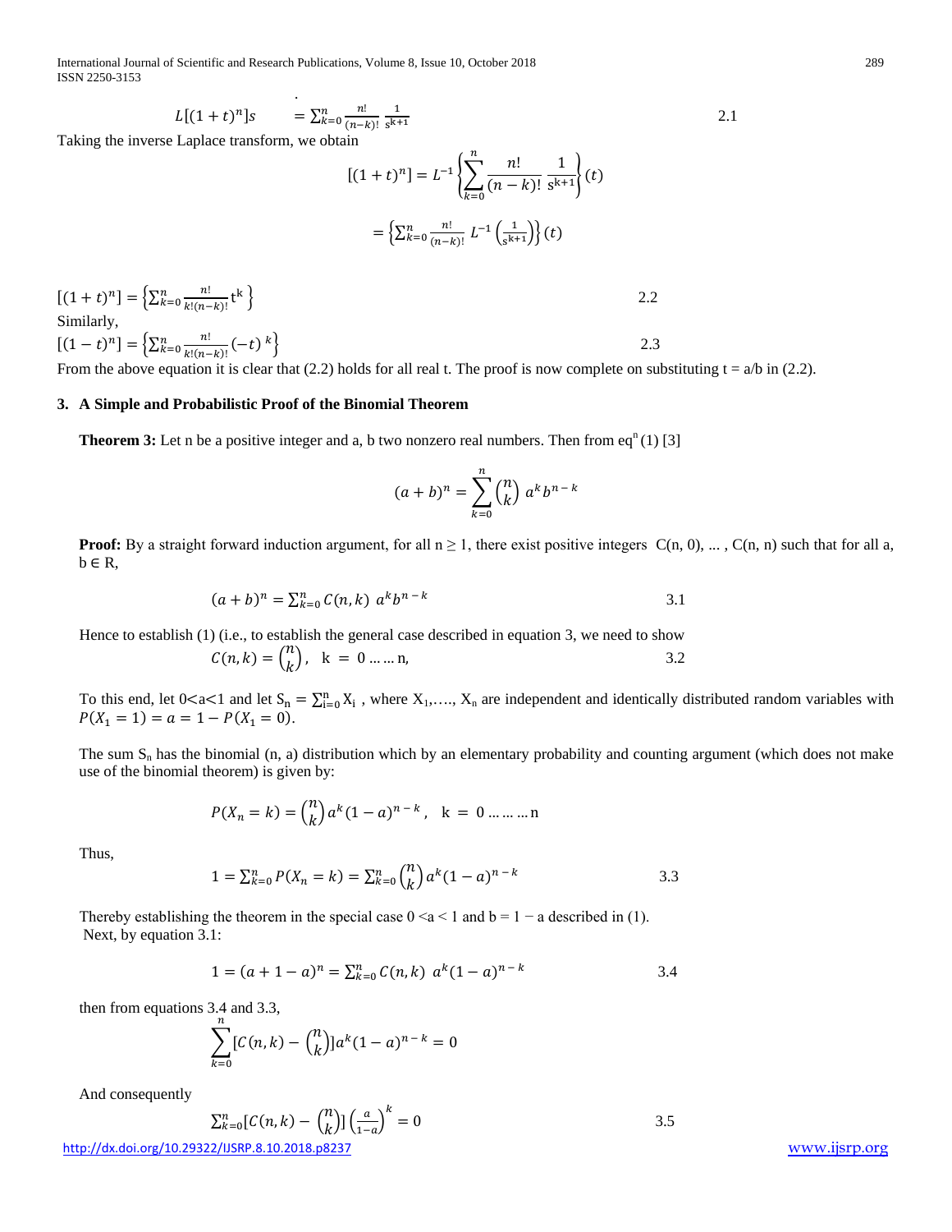$$L[(1+t)^n]s \quad = \sum_{k=0}^{n} \frac{n!}{(n-k)!}\,\frac{1}{s^{k+1}} \qquad 2.1$$

Taking the inverse Laplace transform, we obtain

$$[(1+t)^n] = L^{-1}\left\{\sum_{k=0}^{n} \frac{n!}{(n-k)!}\,\frac{1}{s^{k+1}}\right\}(t)$$

$$= \left\{\sum_{k=0}^{n} \frac{n!}{(n-k)!}\, L^{-1}\left(\frac{1}{s^{k+1}}\right)\right\}(t)$$

$$[(1+t)^n] = \left\{\sum_{k=0}^{n} \frac{n!}{k!(n-k)!} t^k\right\} \qquad 2.2$$

Similarly,

$$[(1-t)^n] = \left\{\sum_{k=0}^{n} \frac{n!}{k!(n-k)!} (-t)^k\right\} \qquad 2.3$$

From the above equation it is clear that (2.2) holds for all real t. The proof is now complete on substituting t = a/b in (2.2).

### 3. A Simple and Probabilistic Proof of the Binomial Theorem

**Theorem 3:** Let n be a positive integer and a, b two nonzero real numbers. Then from eq$^n$ (1) [3]

$$(a+b)^n = \sum_{k=0}^{n} \binom{n}{k} a^k b^{n-k}$$

**Proof:** By a straight forward induction argument, for all $n \geq 1$, there exist positive integers C(n, 0), ... , C(n, n) such that for all a, $b \in R$,

$$(a+b)^n = \sum_{k=0}^{n} C(n,k)\, a^k b^{n-k} \qquad 3.1$$

Hence to establish (1) (i.e., to establish the general case described in equation 3, we need to show

$$C(n,k) = \binom{n}{k}, \quad k = 0 \ldots\ldots n, \qquad 3.2$$

To this end, let 0<a<1 and let $S_n = \sum_{i=0}^{n} X_i$ , where $X_1,\ldots., X_n$ are independent and identically distributed random variables with $P(X_1 = 1) = a = 1 - P(X_1 = 0)$.

The sum $S_n$ has the binomial (n, a) distribution which by an elementary probability and counting argument (which does not make use of the binomial theorem) is given by:

$$P(X_n = k) = \binom{n}{k} a^k (1-a)^{n-k}, \quad k = 0 \ldots\ldots\ldots n$$

Thus,

$$1 = \sum_{k=0}^{n} P(X_n = k) = \sum_{k=0}^{n} \binom{n}{k} a^k (1-a)^{n-k} \qquad 3.3$$

Thereby establishing the theorem in the special case 0 <a < 1 and b = 1 − a described in (1).
Next, by equation 3.1:

$$1 = (a+1-a)^n = \sum_{k=0}^{n} C(n,k)\, a^k (1-a)^{n-k} \qquad 3.4$$

then from equations 3.4 and 3.3,

$$\sum_{k=0}^{n} [C(n,k) - \binom{n}{k}] a^k (1-a)^{n-k} = 0$$

And consequently

$$\sum_{k=0}^{n} [C(n,k) - \binom{n}{k}] \left(\frac{a}{1-a}\right)^k = 0 \qquad 3.5$$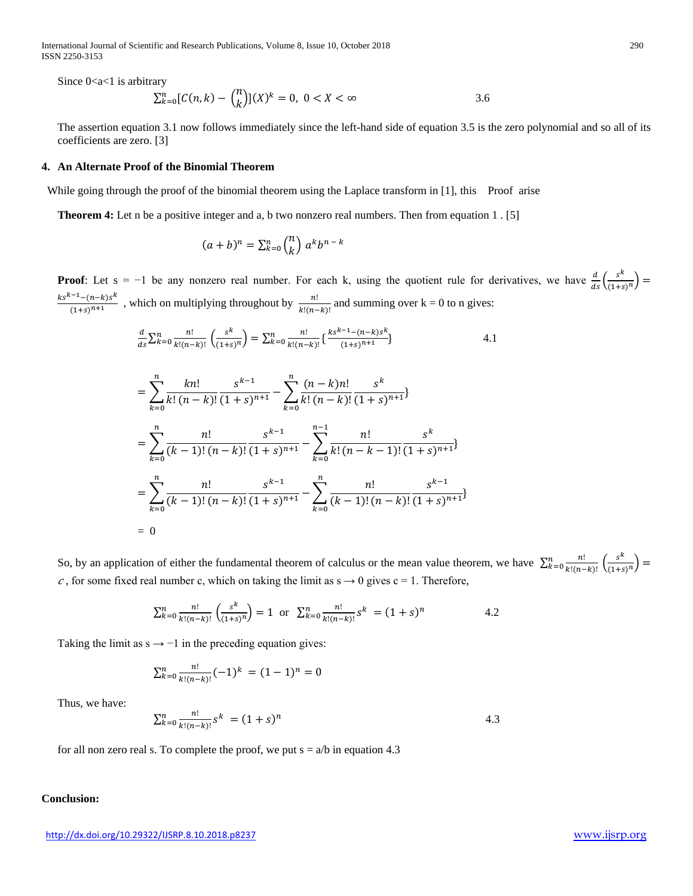Since 0<a<1 is arbitrary

$$\sum_{k=0}^{n}[C(n,k) - \binom{n}{k}](X)^k = 0,\ 0 < X < \infty \qquad 3.6$$

The assertion equation 3.1 now follows immediately since the left-hand side of equation 3.5 is the zero polynomial and so all of its coefficients are zero. [3]

## 4. An Alternate Proof of the Binomial Theorem

While going through the proof of the binomial theorem using the Laplace transform in [1], this Proof arise

**Theorem 4:** Let n be a positive integer and a, b two nonzero real numbers. Then from equation 1 . [5]

$$(a+b)^n = \sum_{k=0}^{n}\binom{n}{k}\ a^k b^{n-k}$$

**Proof**: Let s = −1 be any nonzero real number. For each k, using the quotient rule for derivatives, we have $\frac{d}{ds}\left(\frac{s^k}{(1+s)^n}\right) = \frac{ks^{k-1}-(n-k)s^k}{(1+s)^{n+1}}$ , which on multiplying throughout by $\frac{n!}{k!(n-k)!}$ and summing over k = 0 to n gives:

$$\frac{d}{ds}\sum_{k=0}^{n}\frac{n!}{k!(n-k)!}\left(\frac{s^k}{(1+s)^n}\right) = \sum_{k=0}^{n}\frac{n!}{k!(n-k)!}\left\{\frac{ks^{k-1}-(n-k)s^k}{(1+s)^{n+1}}\right\} \qquad 4.1$$

$$= \sum_{k=0}^{n}\frac{kn!}{k!\,(n-k)!}\frac{s^{k-1}}{(1+s)^{n+1}} - \sum_{k=0}^{n}\frac{(n-k)n!}{k!\,(n-k)!}\frac{s^k}{(1+s)^{n+1}}\}$$

$$= \sum_{k=0}^{n}\frac{n!}{(k-1)!\,(n-k)!}\frac{s^{k-1}}{(1+s)^{n+1}} - \sum_{k=0}^{n-1}\frac{n!}{k!\,(n-k-1)!}\frac{s^k}{(1+s)^{n+1}}\}$$

$$= \sum_{k=0}^{n}\frac{n!}{(k-1)!\,(n-k)!}\frac{s^{k-1}}{(1+s)^{n+1}} - \sum_{k=0}^{n}\frac{n!}{(k-1)!\,(n-k)!}\frac{s^{k-1}}{(1+s)^{n+1}}\}$$

$$= 0$$

So, by an application of either the fundamental theorem of calculus or the mean value theorem, we have $\sum_{k=0}^{n}\frac{n!}{k!(n-k)!}\left(\frac{s^k}{(1+s)^n}\right) = c$ , for some fixed real number c, which on taking the limit as s → 0 gives c = 1. Therefore,

$$\sum_{k=0}^{n}\frac{n!}{k!(n-k)!}\left(\frac{s^k}{(1+s)^n}\right) = 1 \ \text{ or } \ \sum_{k=0}^{n}\frac{n!}{k!(n-k)!}s^k = (1+s)^n \qquad 4.2$$

Taking the limit as s → −1 in the preceding equation gives:

$$\sum_{k=0}^{n}\frac{n!}{k!(n-k)!}(-1)^k = (1-1)^n = 0$$

Thus, we have:

$$\sum_{k=0}^{n}\frac{n!}{k!(n-k)!}s^k = (1+s)^n \qquad 4.3$$

for all non zero real s. To complete the proof, we put s = a/b in equation 4.3

**Conclusion:**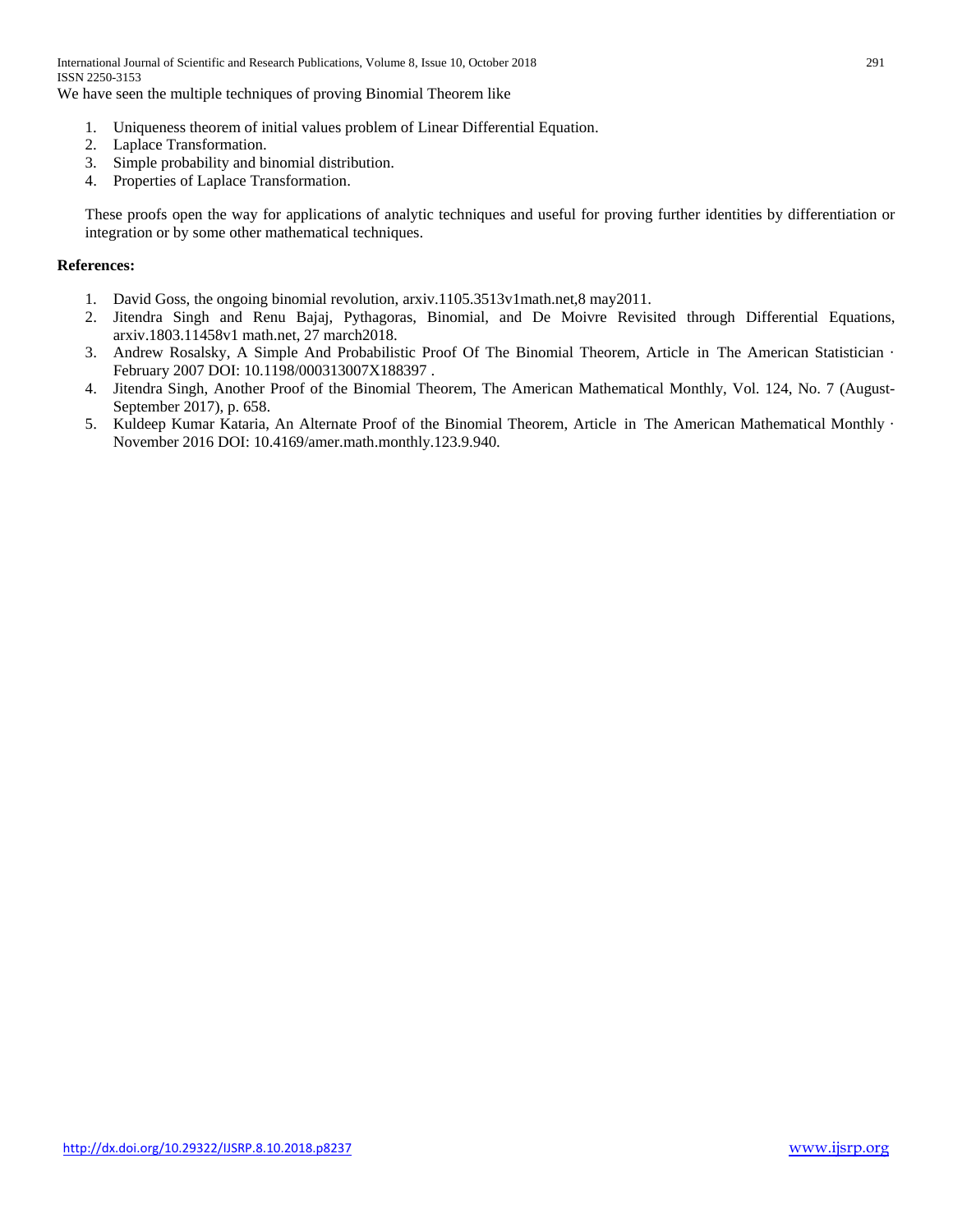We have seen the multiple techniques of proving Binomial Theorem like

1. Uniqueness theorem of initial values problem of Linear Differential Equation.
2. Laplace Transformation.
3. Simple probability and binomial distribution.
4. Properties of Laplace Transformation.

These proofs open the way for applications of analytic techniques and useful for proving further identities by differentiation or integration or by some other mathematical techniques.

**References:**

1. David Goss, the ongoing binomial revolution, arxiv.1105.3513v1math.net,8 may2011.
2. Jitendra Singh and Renu Bajaj, Pythagoras, Binomial, and De Moivre Revisited through Differential Equations, arxiv.1803.11458v1 math.net, 27 march2018.
3. Andrew Rosalsky, A Simple And Probabilistic Proof Of The Binomial Theorem, Article in The American Statistician · February 2007 DOI: 10.1198/000313007X188397 .
4. Jitendra Singh, Another Proof of the Binomial Theorem, The American Mathematical Monthly, Vol. 124, No. 7 (August-September 2017), p. 658.
5. Kuldeep Kumar Kataria, An Alternate Proof of the Binomial Theorem, Article in The American Mathematical Monthly · November 2016 DOI: 10.4169/amer.math.monthly.123.9.940.